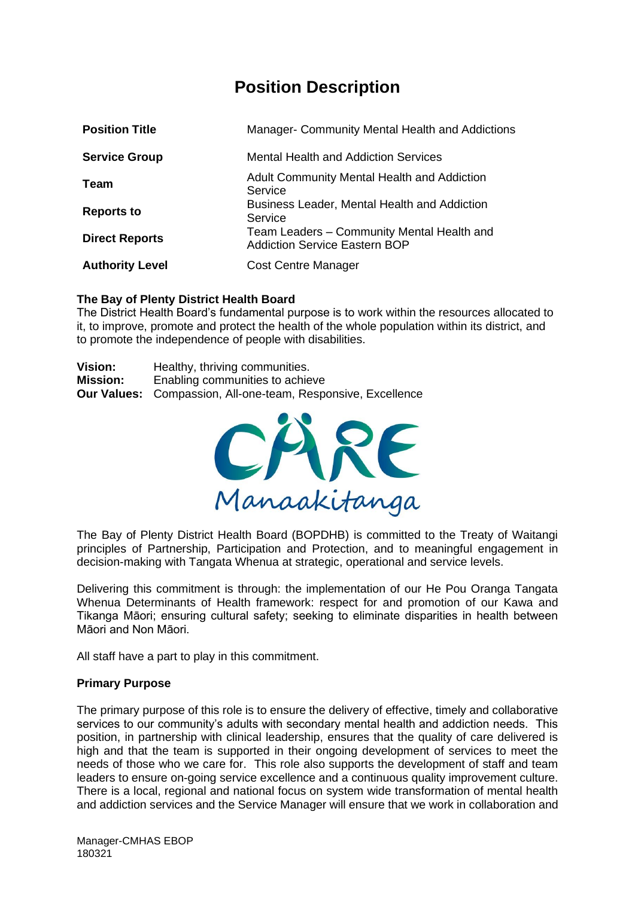# Position Description

| | |
|---|---|
| **Position Title** | Manager- Community Mental Health and Addictions |
| **Service Group** | Mental Health and Addiction Services |
| **Team** | Adult Community Mental Health and Addiction Service |
| **Reports to** | Business Leader, Mental Health and Addiction Service |
| **Direct Reports** | Team Leaders – Community Mental Health and Addiction Service Eastern BOP |
| **Authority Level** | Cost Centre Manager |

**The Bay of Plenty District Health Board**

The District Health Board's fundamental purpose is to work within the resources allocated to it, to improve, promote and protect the health of the whole population within its district, and to promote the independence of people with disabilities.

**Vision:** Healthy, thriving communities.
**Mission:** Enabling communities to achieve
**Our Values:** Compassion, All-one-team, Responsive, Excellence

CARE
Manaakitanga

The Bay of Plenty District Health Board (BOPDHB) is committed to the Treaty of Waitangi principles of Partnership, Participation and Protection, and to meaningful engagement in decision-making with Tangata Whenua at strategic, operational and service levels.

Delivering this commitment is through: the implementation of our He Pou Oranga Tangata Whenua Determinants of Health framework: respect for and promotion of our Kawa and Tikanga Māori; ensuring cultural safety; seeking to eliminate disparities in health between Māori and Non Māori.

All staff have a part to play in this commitment.

**Primary Purpose**

The primary purpose of this role is to ensure the delivery of effective, timely and collaborative services to our community's adults with secondary mental health and addiction needs. This position, in partnership with clinical leadership, ensures that the quality of care delivered is high and that the team is supported in their ongoing development of services to meet the needs of those who we care for. This role also supports the development of staff and team leaders to ensure on-going service excellence and a continuous quality improvement culture. There is a local, regional and national focus on system wide transformation of mental health and addiction services and the Service Manager will ensure that we work in collaboration and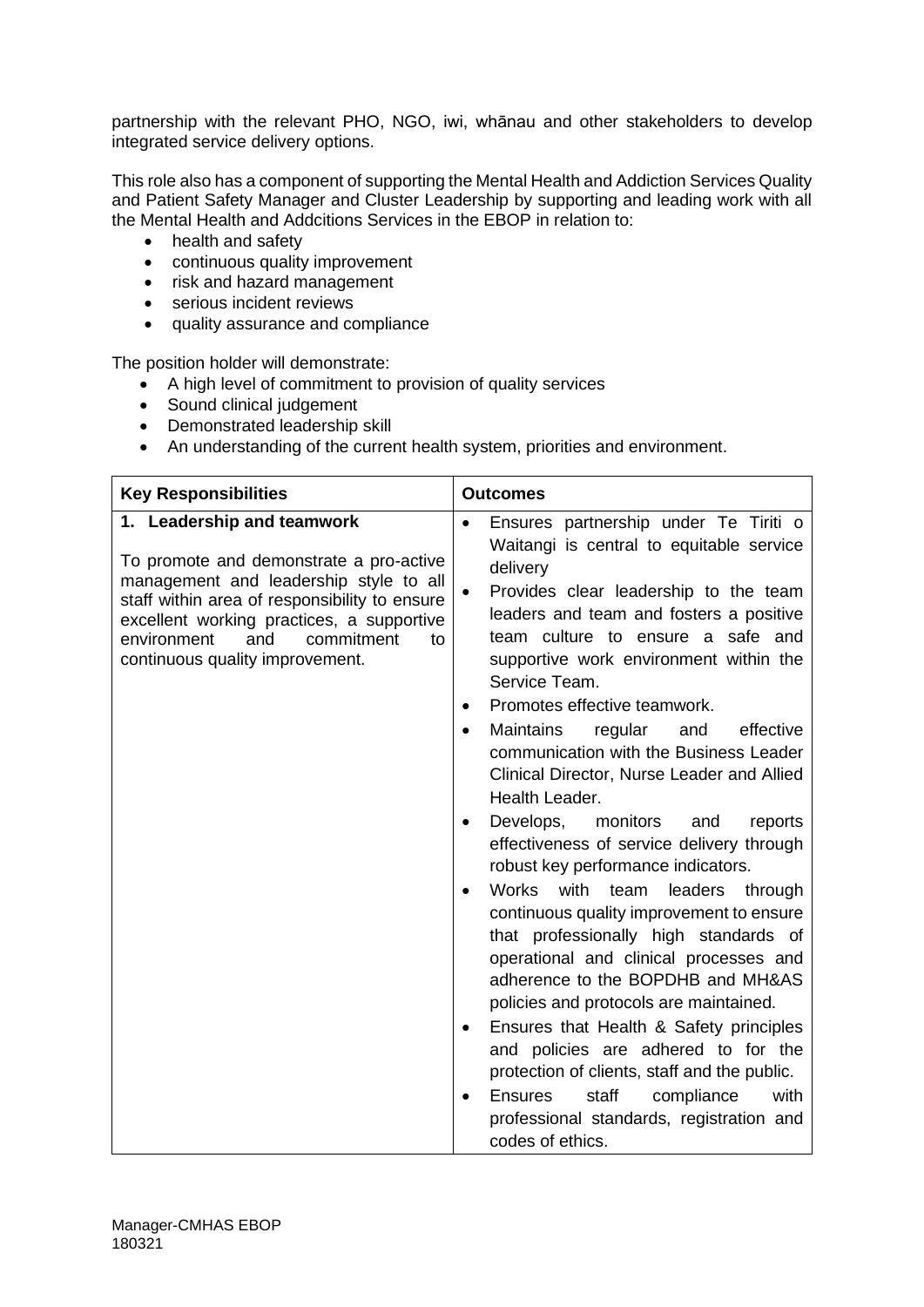partnership with the relevant PHO, NGO, iwi, whānau and other stakeholders to develop integrated service delivery options.

This role also has a component of supporting the Mental Health and Addiction Services Quality and Patient Safety Manager and Cluster Leadership by supporting and leading work with all the Mental Health and Addcitions Services in the EBOP in relation to:

- health and safety
- continuous quality improvement
- risk and hazard management
- serious incident reviews
- quality assurance and compliance

The position holder will demonstrate:

- A high level of commitment to provision of quality services
- Sound clinical judgement
- Demonstrated leadership skill
- An understanding of the current health system, priorities and environment.

| Key Responsibilities | Outcomes |
|---|---|
| **1. Leadership and teamwork**<br><br>To promote and demonstrate a pro-active management and leadership style to all staff within area of responsibility to ensure excellent working practices, a supportive environment and commitment to continuous quality improvement. | • Ensures partnership under Te Tiriti o Waitangi is central to equitable service delivery<br>• Provides clear leadership to the team leaders and team and fosters a positive team culture to ensure a safe and supportive work environment within the Service Team.<br>• Promotes effective teamwork.<br>• Maintains regular and effective communication with the Business Leader Clinical Director, Nurse Leader and Allied Health Leader.<br>• Develops, monitors and reports effectiveness of service delivery through robust key performance indicators.<br>• Works with team leaders through continuous quality improvement to ensure that professionally high standards of operational and clinical processes and adherence to the BOPDHB and MH&AS policies and protocols are maintained.<br>• Ensures that Health & Safety principles and policies are adhered to for the protection of clients, staff and the public.<br>• Ensures staff compliance with professional standards, registration and codes of ethics. |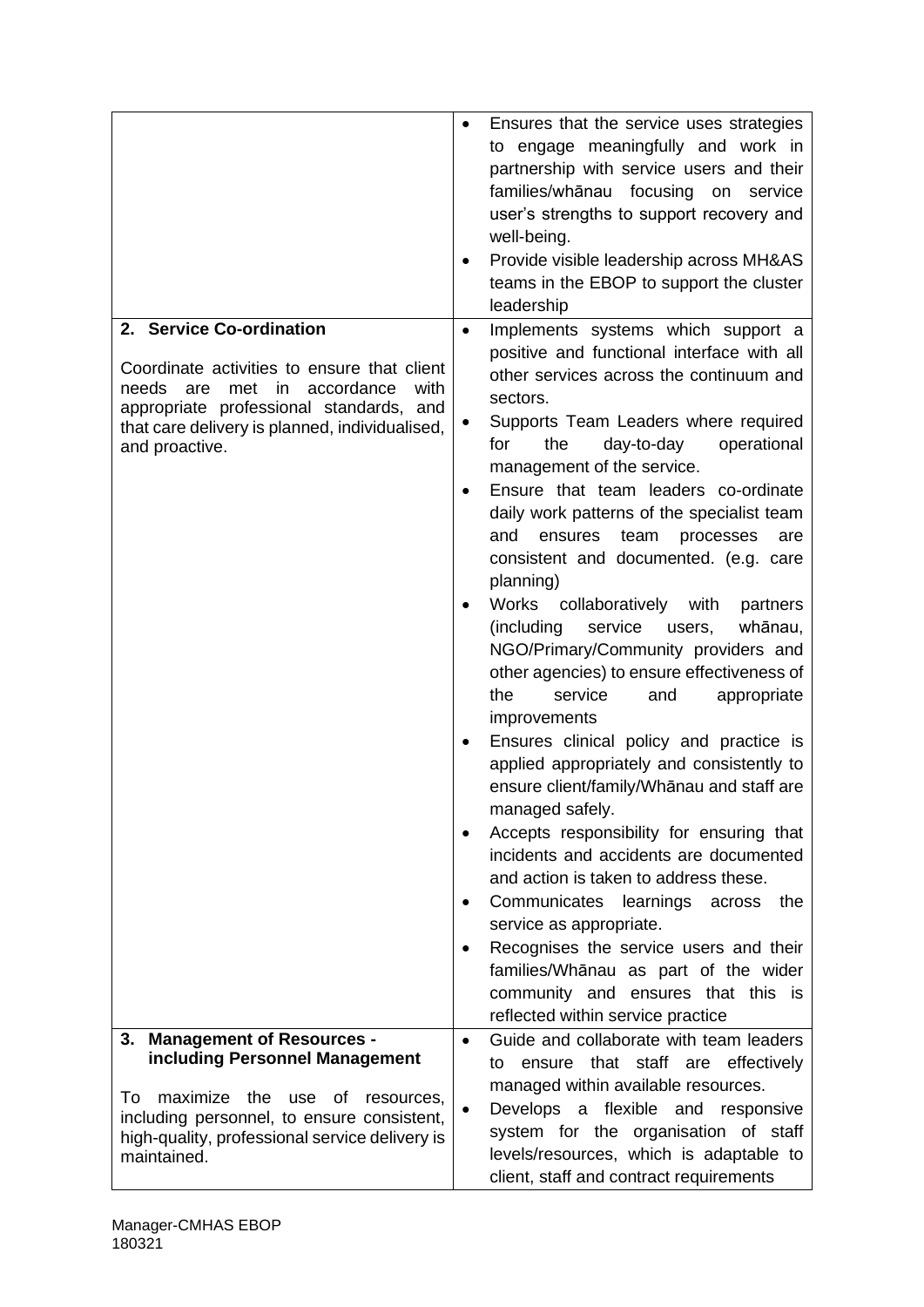| | |
|---|---|
| | • Ensures that the service uses strategies to engage meaningfully and work in partnership with service users and their families/whānau focusing on service user's strengths to support recovery and well-being.<br>• Provide visible leadership across MH&AS teams in the EBOP to support the cluster leadership |
| **2. Service Co-ordination**<br><br>Coordinate activities to ensure that client needs are met in accordance with appropriate professional standards, and that care delivery is planned, individualised, and proactive. | • Implements systems which support a positive and functional interface with all other services across the continuum and sectors.<br>• Supports Team Leaders where required for the day-to-day operational management of the service.<br>• Ensure that team leaders co-ordinate daily work patterns of the specialist team and ensures team processes are consistent and documented. (e.g. care planning)<br>• Works collaboratively with partners (including service users, whānau, NGO/Primary/Community providers and other agencies) to ensure effectiveness of the service and appropriate improvements<br>• Ensures clinical policy and practice is applied appropriately and consistently to ensure client/family/Whānau and staff are managed safely.<br>• Accepts responsibility for ensuring that incidents and accidents are documented and action is taken to address these.<br>• Communicates learnings across the service as appropriate.<br>• Recognises the service users and their families/Whānau as part of the wider community and ensures that this is reflected within service practice |
| **3. Management of Resources - including Personnel Management**<br><br>To maximize the use of resources, including personnel, to ensure consistent, high-quality, professional service delivery is maintained. | • Guide and collaborate with team leaders to ensure that staff are effectively managed within available resources.<br>• Develops a flexible and responsive system for the organisation of staff levels/resources, which is adaptable to client, staff and contract requirements |

Manager-CMHAS EBOP
180321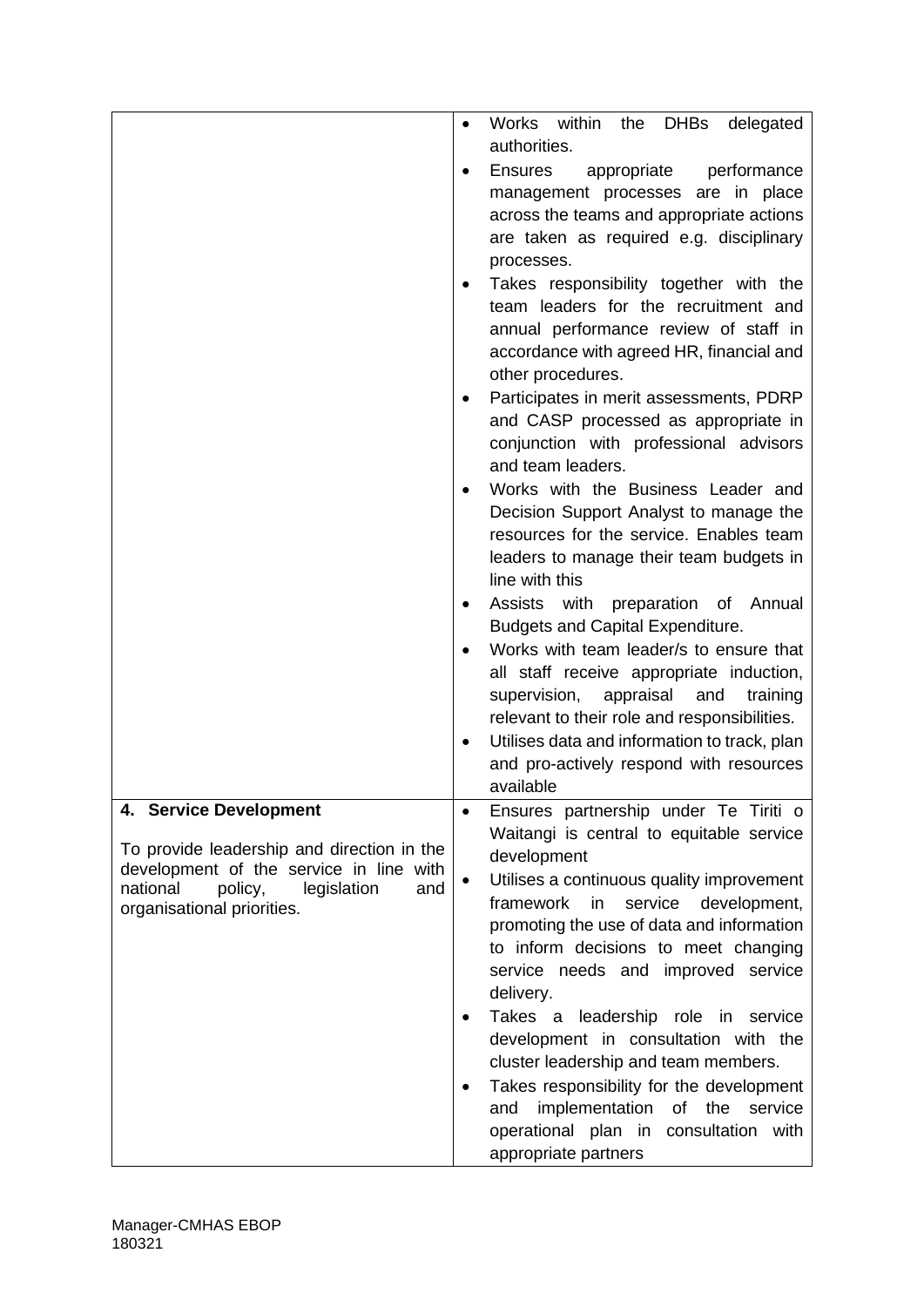| | |
|---|---|
| | • Works within the DHBs delegated authorities.<br>• Ensures appropriate performance management processes are in place across the teams and appropriate actions are taken as required e.g. disciplinary processes.<br>• Takes responsibility together with the team leaders for the recruitment and annual performance review of staff in accordance with agreed HR, financial and other procedures.<br>• Participates in merit assessments, PDRP and CASP processed as appropriate in conjunction with professional advisors and team leaders.<br>• Works with the Business Leader and Decision Support Analyst to manage the resources for the service. Enables team leaders to manage their team budgets in line with this<br>• Assists with preparation of Annual Budgets and Capital Expenditure.<br>• Works with team leader/s to ensure that all staff receive appropriate induction, supervision, appraisal and training relevant to their role and responsibilities.<br>• Utilises data and information to track, plan and pro-actively respond with resources available |
| **4. Service Development**<br><br>To provide leadership and direction in the development of the service in line with national policy, legislation and organisational priorities. | • Ensures partnership under Te Tiriti o Waitangi is central to equitable service development<br>• Utilises a continuous quality improvement framework in service development, promoting the use of data and information to inform decisions to meet changing service needs and improved service delivery.<br>• Takes a leadership role in service development in consultation with the cluster leadership and team members.<br>• Takes responsibility for the development and implementation of the service operational plan in consultation with appropriate partners |

Manager-CMHAS EBOP
180321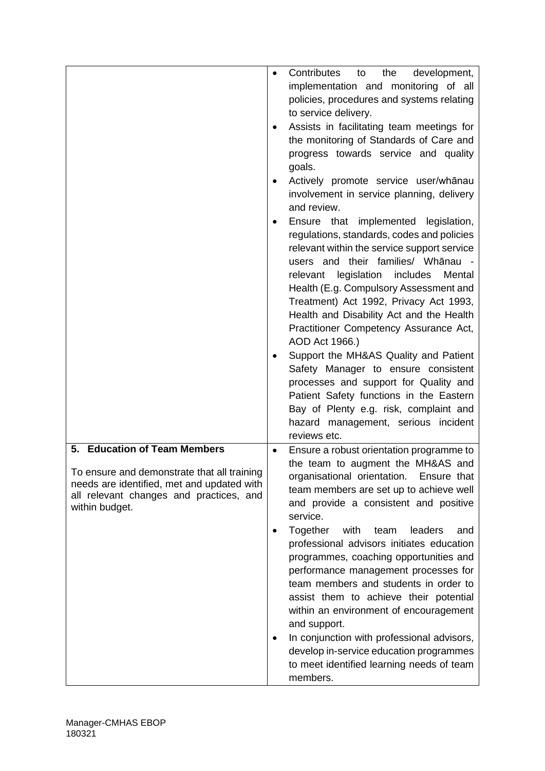|  |  |
|---|---|
|  | • Contributes to the development, implementation and monitoring of all policies, procedures and systems relating to service delivery.<br>• Assists in facilitating team meetings for the monitoring of Standards of Care and progress towards service and quality goals.<br>• Actively promote service user/whānau involvement in service planning, delivery and review.<br>• Ensure that implemented legislation, regulations, standards, codes and policies relevant within the service support service users and their families/ Whānau - relevant legislation includes Mental Health (E.g. Compulsory Assessment and Treatment) Act 1992, Privacy Act 1993, Health and Disability Act and the Health Practitioner Competency Assurance Act, AOD Act 1966.)<br>• Support the MH&AS Quality and Patient Safety Manager to ensure consistent processes and support for Quality and Patient Safety functions in the Eastern Bay of Plenty e.g. risk, complaint and hazard management, serious incident reviews etc. |
| **5. Education of Team Members**<br><br>To ensure and demonstrate that all training needs are identified, met and updated with all relevant changes and practices, and within budget. | • Ensure a robust orientation programme to the team to augment the MH&AS and organisational orientation. Ensure that team members are set up to achieve well and provide a consistent and positive service.<br>• Together with team leaders and professional advisors initiates education programmes, coaching opportunities and performance management processes for team members and students in order to assist them to achieve their potential within an environment of encouragement and support.<br>• In conjunction with professional advisors, develop in-service education programmes to meet identified learning needs of team members. |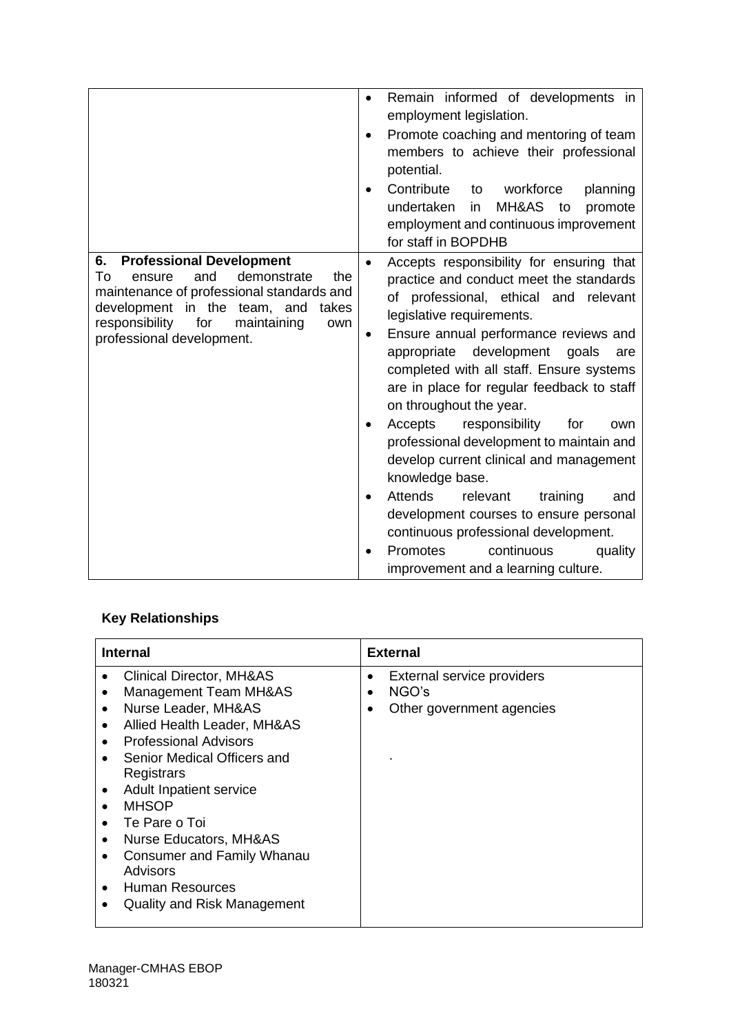| | |
|---|---|
| | • Remain informed of developments in employment legislation.<br>• Promote coaching and mentoring of team members to achieve their professional potential.<br>• Contribute to workforce planning undertaken in MH&AS to promote employment and continuous improvement for staff in BOPDHB |
| **6. Professional Development**<br>To ensure and demonstrate the maintenance of professional standards and development in the team, and takes responsibility for maintaining own professional development. | • Accepts responsibility for ensuring that practice and conduct meet the standards of professional, ethical and relevant legislative requirements.<br>• Ensure annual performance reviews and appropriate development goals are completed with all staff. Ensure systems are in place for regular feedback to staff on throughout the year.<br>• Accepts responsibility for own professional development to maintain and develop current clinical and management knowledge base.<br>• Attends relevant training and development courses to ensure personal continuous professional development.<br>• Promotes continuous quality improvement and a learning culture. |

**Key Relationships**

| Internal | External |
|---|---|
| • Clinical Director, MH&AS<br>• Management Team MH&AS<br>• Nurse Leader, MH&AS<br>• Allied Health Leader, MH&AS<br>• Professional Advisors<br>• Senior Medical Officers and Registrars<br>• Adult Inpatient service<br>• MHSOP<br>• Te Pare o Toi<br>• Nurse Educators, MH&AS<br>• Consumer and Family Whanau Advisors<br>• Human Resources<br>• Quality and Risk Management | • External service providers<br>• NGO's<br>• Other government agencies<br><br>. |

Manager-CMHAS EBOP
180321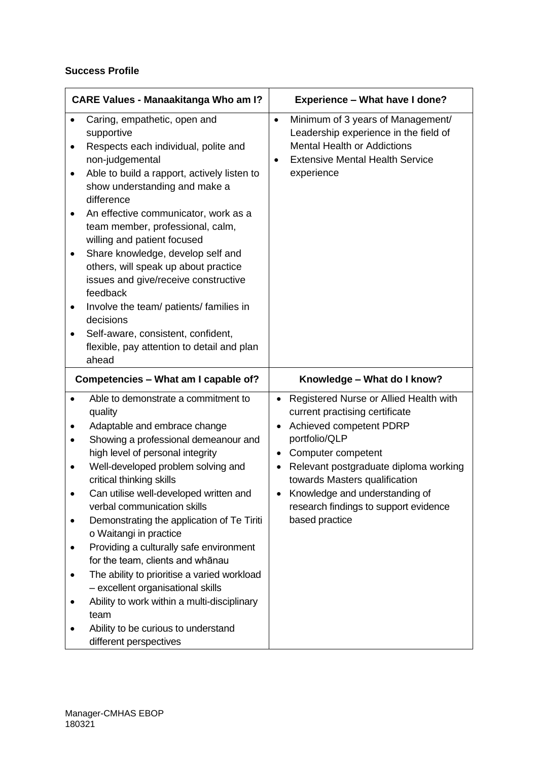**Success Profile**

| CARE Values - Manaakitanga Who am I? | Experience – What have I done? |
|---|---|
| • Caring, empathetic, open and supportive<br>• Respects each individual, polite and non-judgemental<br>• Able to build a rapport, actively listen to show understanding and make a difference<br>• An effective communicator, work as a team member, professional, calm, willing and patient focused<br>• Share knowledge, develop self and others, will speak up about practice issues and give/receive constructive feedback<br>• Involve the team/ patients/ families in decisions<br>• Self-aware, consistent, confident, flexible, pay attention to detail and plan ahead | • Minimum of 3 years of Management/ Leadership experience in the field of Mental Health or Addictions<br>• Extensive Mental Health Service experience |
| **Competencies – What am I capable of?** | **Knowledge – What do I know?** |
| • Able to demonstrate a commitment to quality<br>• Adaptable and embrace change<br>• Showing a professional demeanour and high level of personal integrity<br>• Well-developed problem solving and critical thinking skills<br>• Can utilise well-developed written and verbal communication skills<br>• Demonstrating the application of Te Tiriti o Waitangi in practice<br>• Providing a culturally safe environment for the team, clients and whānau<br>• The ability to prioritise a varied workload – excellent organisational skills<br>• Ability to work within a multi-disciplinary team<br>• Ability to be curious to understand different perspectives | • Registered Nurse or Allied Health with current practising certificate<br>• Achieved competent PDRP portfolio/QLP<br>• Computer competent<br>• Relevant postgraduate diploma working towards Masters qualification<br>• Knowledge and understanding of research findings to support evidence based practice |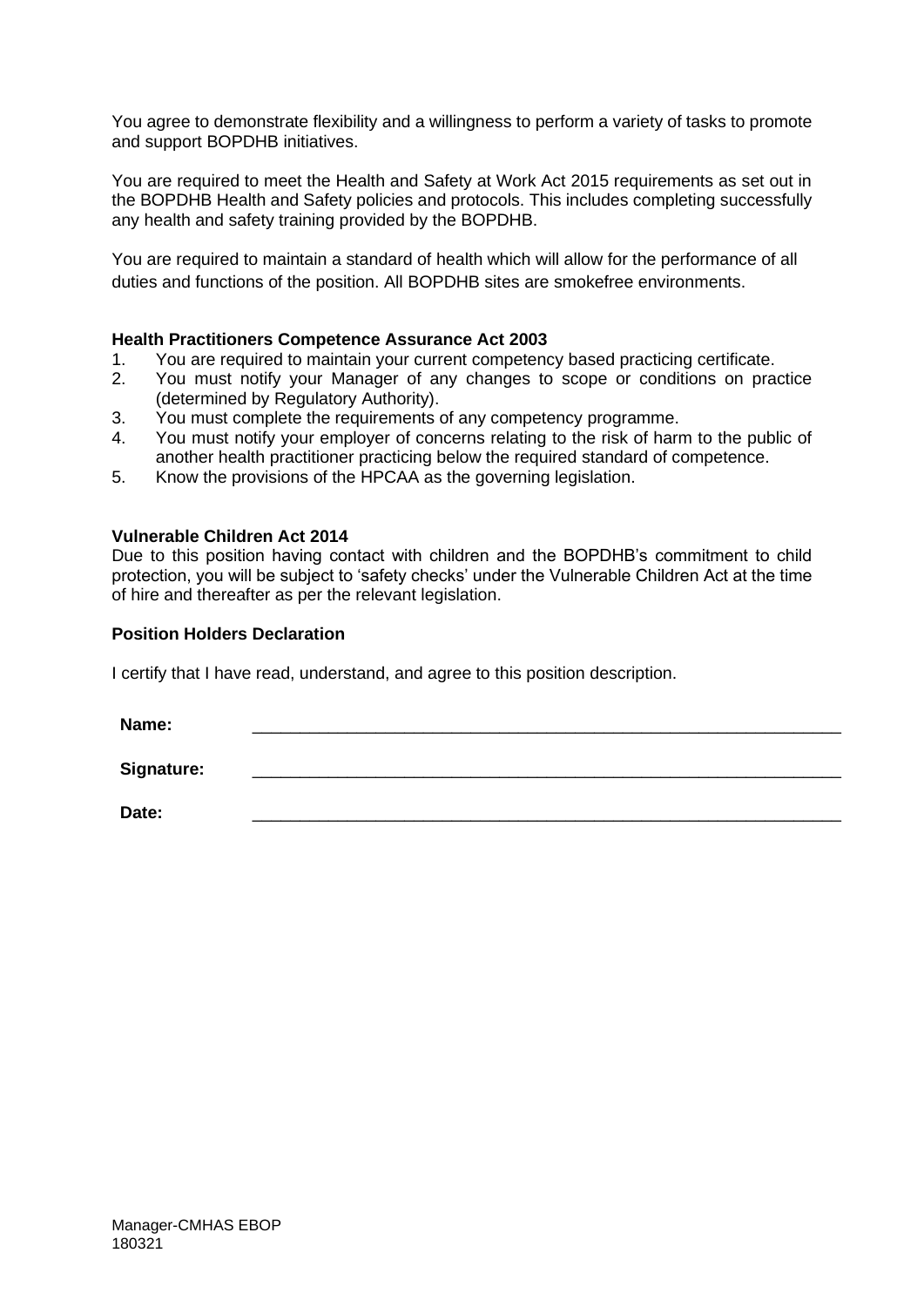You agree to demonstrate flexibility and a willingness to perform a variety of tasks to promote and support BOPDHB initiatives.

You are required to meet the Health and Safety at Work Act 2015 requirements as set out in the BOPDHB Health and Safety policies and protocols. This includes completing successfully any health and safety training provided by the BOPDHB.

You are required to maintain a standard of health which will allow for the performance of all duties and functions of the position. All BOPDHB sites are smokefree environments.

**Health Practitioners Competence Assurance Act 2003**

1. You are required to maintain your current competency based practicing certificate.
2. You must notify your Manager of any changes to scope or conditions on practice (determined by Regulatory Authority).
3. You must complete the requirements of any competency programme.
4. You must notify your employer of concerns relating to the risk of harm to the public of another health practitioner practicing below the required standard of competence.
5. Know the provisions of the HPCAA as the governing legislation.

**Vulnerable Children Act 2014**

Due to this position having contact with children and the BOPDHB's commitment to child protection, you will be subject to 'safety checks' under the Vulnerable Children Act at the time of hire and thereafter as per the relevant legislation.

**Position Holders Declaration**

I certify that I have read, understand, and agree to this position description.

**Name:** \_\_\_\_\_\_\_\_\_\_\_\_\_\_\_\_\_\_\_\_\_\_\_\_\_\_\_\_\_\_\_\_\_\_\_\_\_\_\_\_\_\_\_\_\_\_\_\_\_\_\_\_\_\_\_\_\_\_\_\_\_\_

**Signature:** \_\_\_\_\_\_\_\_\_\_\_\_\_\_\_\_\_\_\_\_\_\_\_\_\_\_\_\_\_\_\_\_\_\_\_\_\_\_\_\_\_\_\_\_\_\_\_\_\_\_\_\_\_\_\_\_\_\_\_\_\_\_

**Date:** \_\_\_\_\_\_\_\_\_\_\_\_\_\_\_\_\_\_\_\_\_\_\_\_\_\_\_\_\_\_\_\_\_\_\_\_\_\_\_\_\_\_\_\_\_\_\_\_\_\_\_\_\_\_\_\_\_\_\_\_\_\_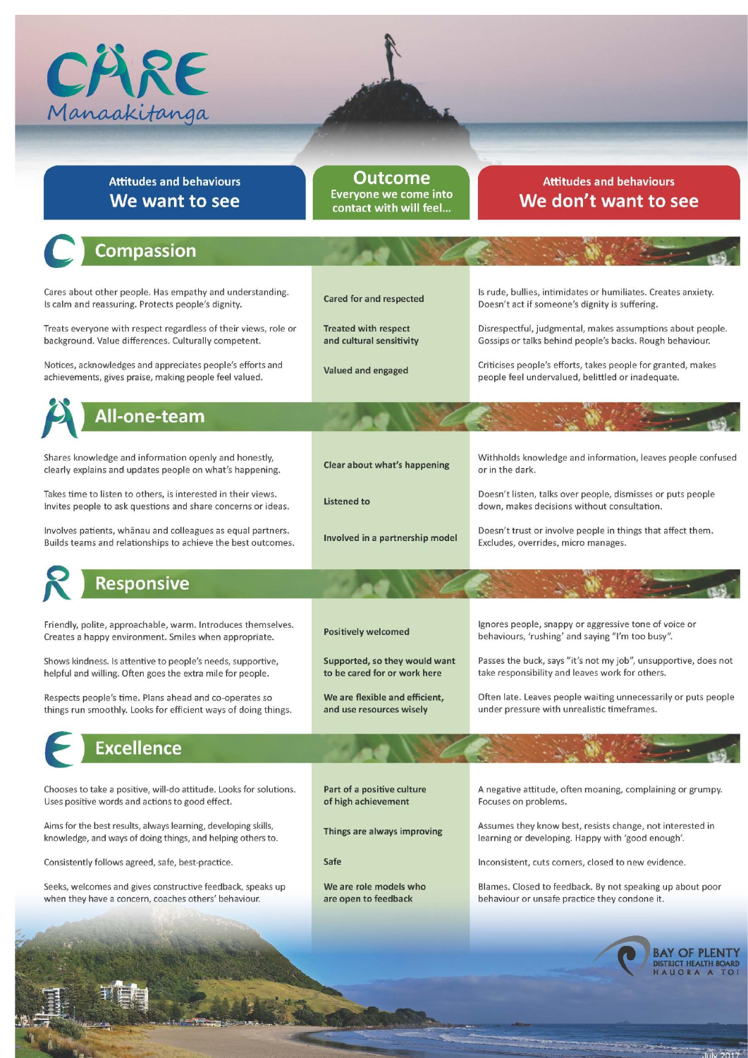# CARE Manaakitanga

| Attitudes and behaviours We want to see | Outcome Everyone we come into contact with will feel... | Attitudes and behaviours We don't want to see |
|---|---|---|
| **Compassion** | | |
| Cares about other people. Has empathy and understanding. Is calm and reassuring. Protects people's dignity. | Cared for and respected | Is rude, bullies, intimidates or humiliates. Creates anxiety. Doesn't act if someone's dignity is suffering. |
| Treats everyone with respect regardless of their views, role or background. Value differences. Culturally competent. | Treated with respect and cultural sensitivity | Disrespectful, judgmental, makes assumptions about people. Gossips or talks behind people's backs. Rough behaviour. |
| Notices, acknowledges and appreciates people's efforts and achievements, gives praise, making people feel valued. | Valued and engaged | Criticises people's efforts, takes people for granted, makes people feel undervalued, belittled or inadequate. |
| **All-one-team** | | |
| Shares knowledge and information openly and honestly, clearly explains and updates people on what's happening. | Clear about what's happening | Withholds knowledge and information, leaves people confused or in the dark. |
| Takes time to listen to others, is interested in their views. Invites people to ask questions and share concerns or ideas. | Listened to | Doesn't listen, talks over people, dismisses or puts people down, makes decisions without consultation. |
| Involves patients, whānau and colleagues as equal partners. Builds teams and relationships to achieve the best outcomes. | Involved in a partnership model | Doesn't trust or involve people in things that affect them. Excludes, overrides, micro manages. |
| **Responsive** | | |
| Friendly, polite, approachable, warm. Introduces themselves. Creates a happy environment. Smiles when appropriate. | Positively welcomed | Ignores people, snappy or aggressive tone of voice or behaviours, 'rushing' and saying "I'm too busy". |
| Shows kindness. Is attentive to people's needs, supportive, helpful and willing. Often goes the extra mile for people. | Supported, so they would want to be cared for or work here | Passes the buck, says "it's not my job", unsupportive, does not take responsibility and leaves work for others. |
| Respects people's time. Plans ahead and co-operates so things run smoothly. Looks for efficient ways of doing things. | We are flexible and efficient, and use resources wisely | Often late. Leaves people waiting unnecessarily or puts people under pressure with unrealistic timeframes. |
| **Excellence** | | |
| Chooses to take a positive, will-do attitude. Looks for solutions. Uses positive words and actions to good effect. | Part of a positive culture of high achievement | A negative attitude, often moaning, complaining or grumpy. Focuses on problems. |
| Aims for the best results, always learning, developing skills, knowledge, and ways of doing things, and helping others to. | Things are always improving | Assumes they know best, resists change, not interested in learning or developing. Happy with 'good enough'. |
| Consistently follows agreed, safe, best-practice. | Safe | Inconsistent, cuts corners, closed to new evidence. |
| Seeks, welcomes and gives constructive feedback, speaks up when they have a concern, coaches others' behaviour. | We are role models who are open to feedback | Blames. Closed to feedback. By not speaking up about poor behaviour or unsafe practice they condone it. |

BAY OF PLENTY DISTRICT HEALTH BOARD
HAUORA A TOI

July 2017